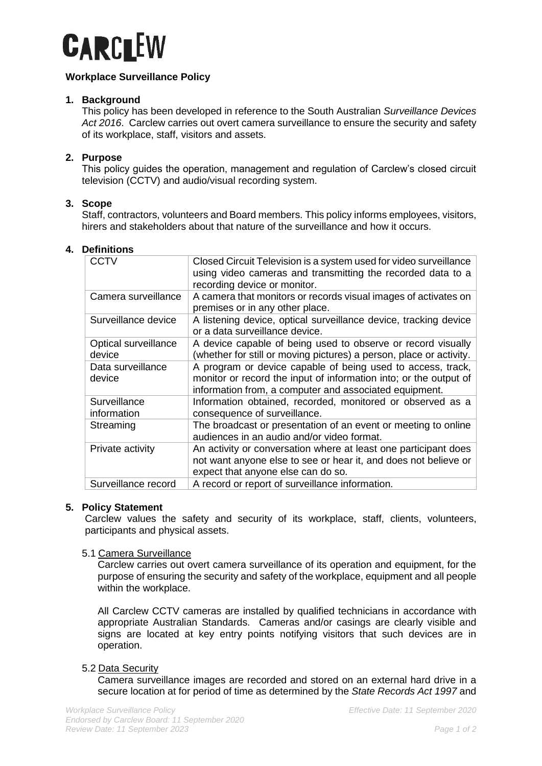# CARCLEW

**Workplace Surveillance Policy**

## 1. Background

This policy has been developed in reference to the South Australian *Surveillance Devices Act 2016*. Carclew carries out overt camera surveillance to ensure the security and safety of its workplace, staff, visitors and assets.

## 2. Purpose

This policy guides the operation, management and regulation of Carclew's closed circuit television (CCTV) and audio/visual recording system.

## 3. Scope

Staff, contractors, volunteers and Board members. This policy informs employees, visitors, hirers and stakeholders about that nature of the surveillance and how it occurs.

## 4. Definitions

| | |
|---|---|
| CCTV | Closed Circuit Television is a system used for video surveillance using video cameras and transmitting the recorded data to a recording device or monitor. |
| Camera surveillance | A camera that monitors or records visual images of activates on premises or in any other place. |
| Surveillance device | A listening device, optical surveillance device, tracking device or a data surveillance device. |
| Optical surveillance device | A device capable of being used to observe or record visually (whether for still or moving pictures) a person, place or activity. |
| Data surveillance device | A program or device capable of being used to access, track, monitor or record the input of information into; or the output of information from, a computer and associated equipment. |
| Surveillance information | Information obtained, recorded, monitored or observed as a consequence of surveillance. |
| Streaming | The broadcast or presentation of an event or meeting to online audiences in an audio and/or video format. |
| Private activity | An activity or conversation where at least one participant does not want anyone else to see or hear it, and does not believe or expect that anyone else can do so. |
| Surveillance record | A record or report of surveillance information. |

## 5. Policy Statement

Carclew values the safety and security of its workplace, staff, clients, volunteers, participants and physical assets.

### 5.1 Camera Surveillance

Carclew carries out overt camera surveillance of its operation and equipment, for the purpose of ensuring the security and safety of the workplace, equipment and all people within the workplace.

All Carclew CCTV cameras are installed by qualified technicians in accordance with appropriate Australian Standards. Cameras and/or casings are clearly visible and signs are located at key entry points notifying visitors that such devices are in operation.

### 5.2 Data Security

Camera surveillance images are recorded and stored on an external hard drive in a secure location at for period of time as determined by the *State Records Act 1997* and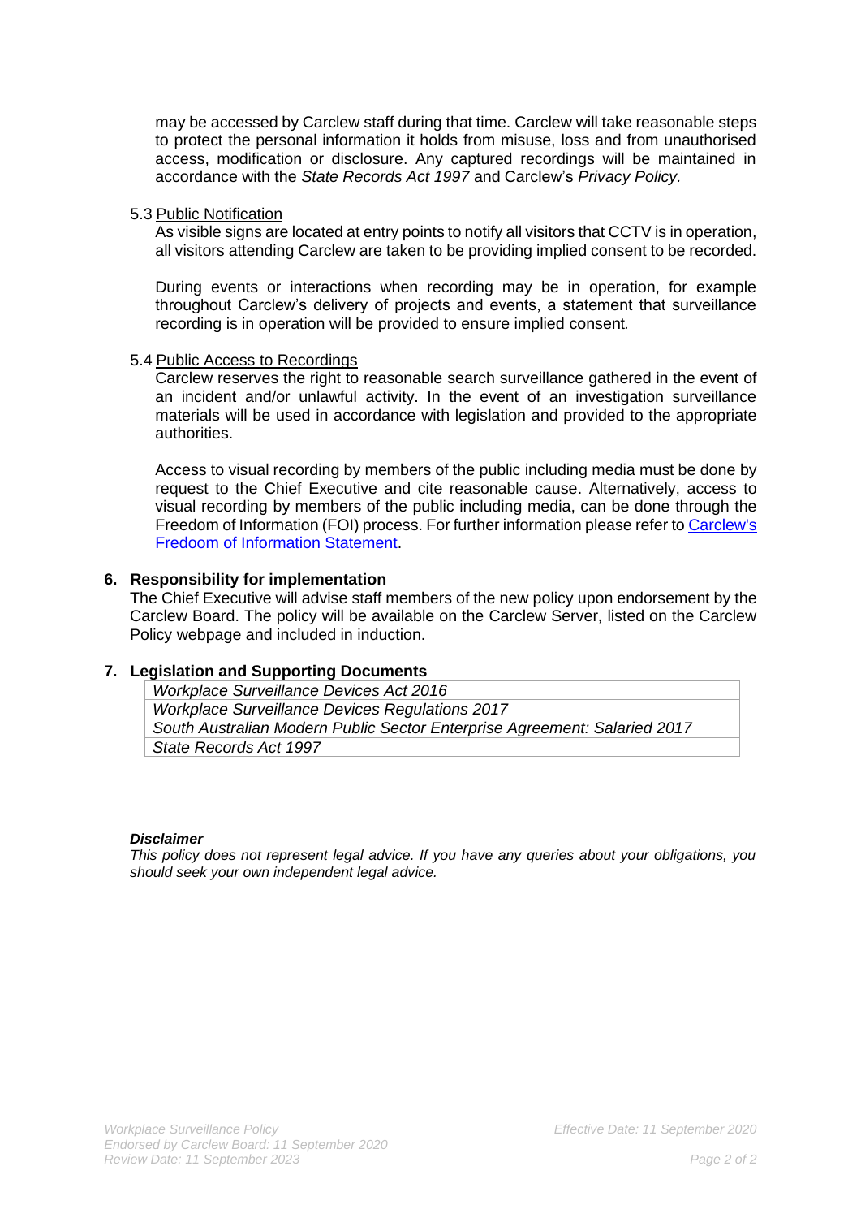may be accessed by Carclew staff during that time. Carclew will take reasonable steps to protect the personal information it holds from misuse, loss and from unauthorised access, modification or disclosure. Any captured recordings will be maintained in accordance with the *State Records Act 1997* and Carclew's *Privacy Policy.*

5.3 Public Notification

As visible signs are located at entry points to notify all visitors that CCTV is in operation, all visitors attending Carclew are taken to be providing implied consent to be recorded.

During events or interactions when recording may be in operation, for example throughout Carclew's delivery of projects and events, a statement that surveillance recording is in operation will be provided to ensure implied consent.

5.4 Public Access to Recordings

Carclew reserves the right to reasonable search surveillance gathered in the event of an incident and/or unlawful activity. In the event of an investigation surveillance materials will be used in accordance with legislation and provided to the appropriate authorities.

Access to visual recording by members of the public including media must be done by request to the Chief Executive and cite reasonable cause. Alternatively, access to visual recording by members of the public including media, can be done through the Freedom of Information (FOI) process. For further information please refer to Carclew's Fredoom of Information Statement.

## 6. Responsibility for implementation

The Chief Executive will advise staff members of the new policy upon endorsement by the Carclew Board. The policy will be available on the Carclew Server, listed on the Carclew Policy webpage and included in induction.

## 7. Legislation and Supporting Documents

| |
|---|
| *Workplace Surveillance Devices Act 2016* |
| *Workplace Surveillance Devices Regulations 2017* |
| *South Australian Modern Public Sector Enterprise Agreement: Salaried 2017* |
| *State Records Act 1997* |

***Disclaimer***

*This policy does not represent legal advice. If you have any queries about your obligations, you should seek your own independent legal advice.*